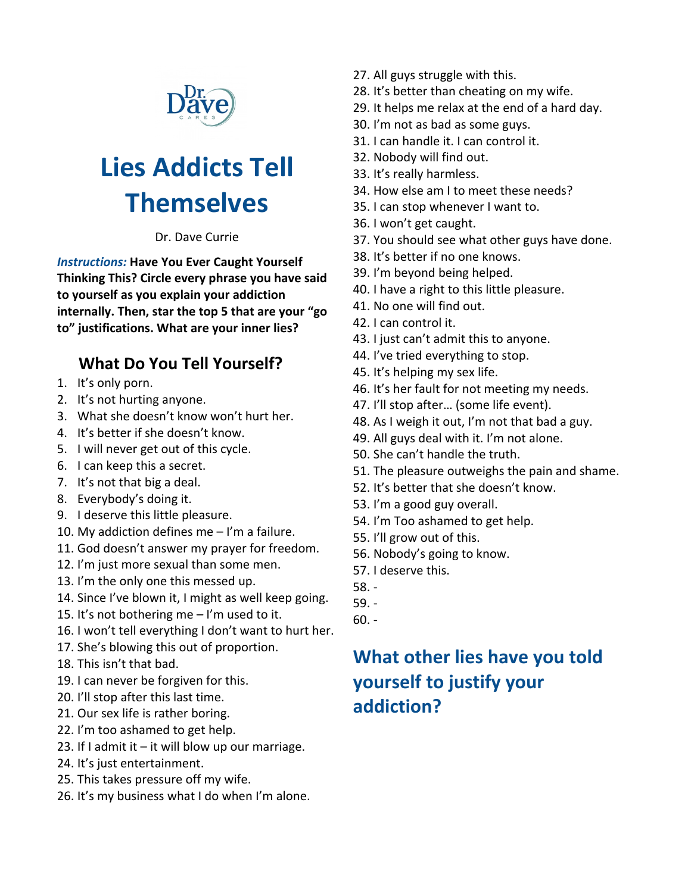Dr. Dave CARES

# Lies Addicts Tell Themselves

Dr. Dave Currie

***Instructions:*** **Have You Ever Caught Yourself Thinking This? Circle every phrase you have said to yourself as you explain your addiction internally. Then, star the top 5 that are your "go to" justifications. What are your inner lies?**

## What Do You Tell Yourself?

1. It's only porn.
2. It's not hurting anyone.
3. What she doesn't know won't hurt her.
4. It's better if she doesn't know.
5. I will never get out of this cycle.
6. I can keep this a secret.
7. It's not that big a deal.
8. Everybody's doing it.
9. I deserve this little pleasure.
10. My addiction defines me – I'm a failure.
11. God doesn't answer my prayer for freedom.
12. I'm just more sexual than some men.
13. I'm the only one this messed up.
14. Since I've blown it, I might as well keep going.
15. It's not bothering me – I'm used to it.
16. I won't tell everything I don't want to hurt her.
17. She's blowing this out of proportion.
18. This isn't that bad.
19. I can never be forgiven for this.
20. I'll stop after this last time.
21. Our sex life is rather boring.
22. I'm too ashamed to get help.
23. If I admit it – it will blow up our marriage.
24. It's just entertainment.
25. This takes pressure off my wife.
26. It's my business what I do when I'm alone.
27. All guys struggle with this.
28. It's better than cheating on my wife.
29. It helps me relax at the end of a hard day.
30. I'm not as bad as some guys.
31. I can handle it. I can control it.
32. Nobody will find out.
33. It's really harmless.
34. How else am I to meet these needs?
35. I can stop whenever I want to.
36. I won't get caught.
37. You should see what other guys have done.
38. It's better if no one knows.
39. I'm beyond being helped.
40. I have a right to this little pleasure.
41. No one will find out.
42. I can control it.
43. I just can't admit this to anyone.
44. I've tried everything to stop.
45. It's helping my sex life.
46. It's her fault for not meeting my needs.
47. I'll stop after… (some life event).
48. As I weigh it out, I'm not that bad a guy.
49. All guys deal with it. I'm not alone.
50. She can't handle the truth.
51. The pleasure outweighs the pain and shame.
52. It's better that she doesn't know.
53. I'm a good guy overall.
54. I'm Too ashamed to get help.
55. I'll grow out of this.
56. Nobody's going to know.
57. I deserve this.
58. -
59. -
60. -

## What other lies have you told yourself to justify your addiction?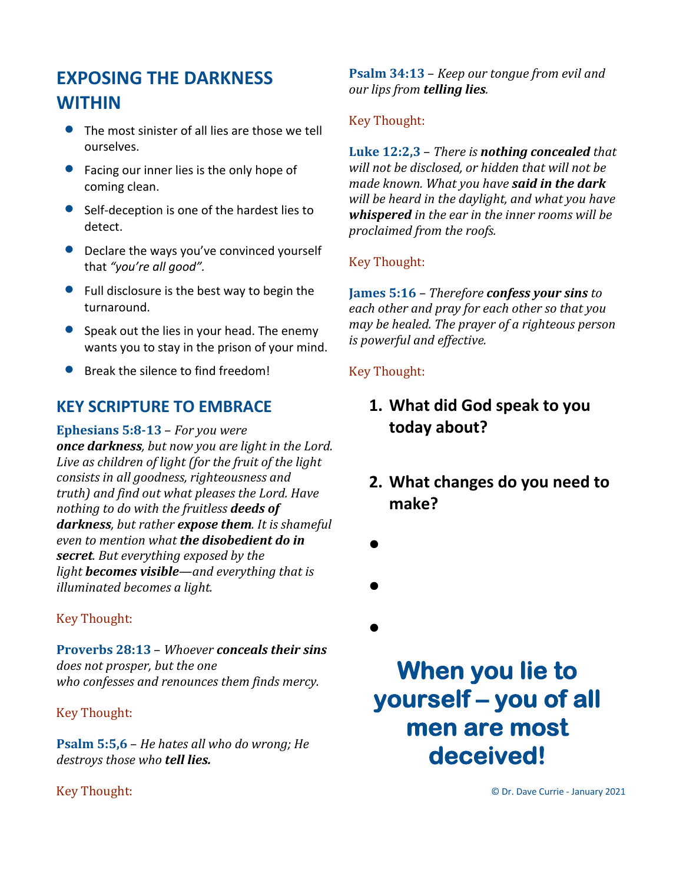## EXPOSING THE DARKNESS WITHIN

- The most sinister of all lies are those we tell ourselves.
- Facing our inner lies is the only hope of coming clean.
- Self-deception is one of the hardest lies to detect.
- Declare the ways you've convinced yourself that *"you're all good"*.
- Full disclosure is the best way to begin the turnaround.
- Speak out the lies in your head. The enemy wants you to stay in the prison of your mind.
- Break the silence to find freedom!

## KEY SCRIPTURE TO EMBRACE

**Ephesians 5:8-13** – *For you were* ***once darkness****, but now you are light in the Lord. Live as children of light (for the fruit of the light consists in all goodness, righteousness and truth) and find out what pleases the Lord. Have nothing to do with the fruitless* ***deeds of darkness****, but rather* ***expose them****. It is shameful even to mention what* ***the disobedient do in secret****. But everything exposed by the light* ***becomes visible****—and everything that is illuminated becomes a light.*

Key Thought:

**Proverbs 28:13** – *Whoever* ***conceals their sins*** *does not prosper, but the one who confesses and renounces them finds mercy.*

Key Thought:

**Psalm 5:5,6** – *He hates all who do wrong; He destroys those who* ***tell lies.***

Key Thought:

**Psalm 34:13** – *Keep our tongue from evil and our lips from* ***telling lies****.*

Key Thought:

**Luke 12:2,3** – *There is* ***nothing concealed*** *that will not be disclosed, or hidden that will not be made known. What you have* ***said in the dark*** *will be heard in the daylight, and what you have* ***whispered*** *in the ear in the inner rooms will be proclaimed from the roofs.*

Key Thought:

**James 5:16** – *Therefore* ***confess your sins*** *to each other and pray for each other so that you may be healed. The prayer of a righteous person is powerful and effective.*

Key Thought:

1. **What did God speak to you today about?**

2. **What changes do you need to make?**

- 
- 
- 

**When you lie to yourself – you of all men are most deceived!**

© Dr. Dave Currie - January 2021